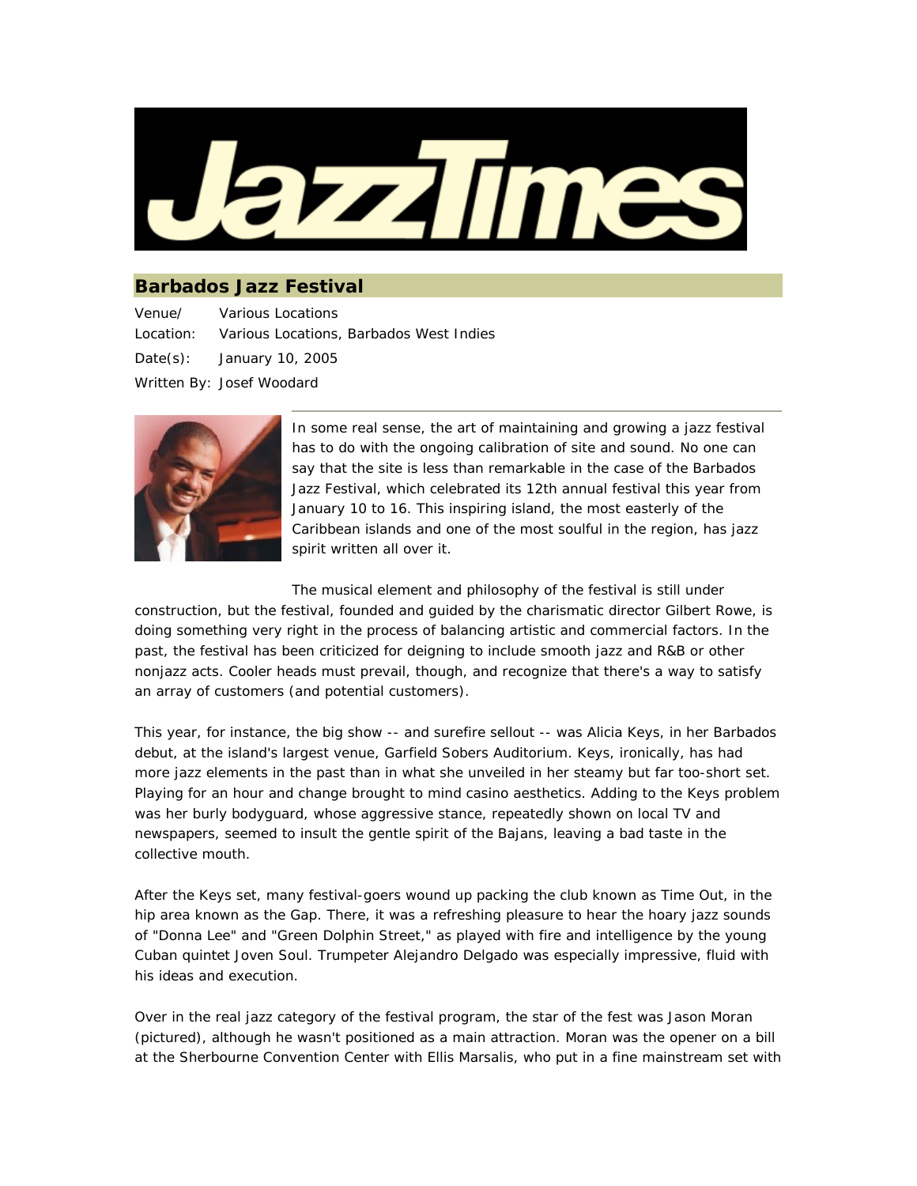JazzTimes

## Barbados Jazz Festival

Venue/ Various Locations
Location: Various Locations, Barbados West Indies
Date(s): January 10, 2005
Written By: Josef Woodard

In some real sense, the art of maintaining and growing a jazz festival has to do with the ongoing calibration of site and sound. No one can say that the site is less than remarkable in the case of the Barbados Jazz Festival, which celebrated its 12th annual festival this year from January 10 to 16. This inspiring island, the most easterly of the Caribbean islands and one of the most soulful in the region, has jazz spirit written all over it.

The musical element and philosophy of the festival is still under construction, but the festival, founded and guided by the charismatic director Gilbert Rowe, is doing something very right in the process of balancing artistic and commercial factors. In the past, the festival has been criticized for deigning to include smooth jazz and R&B or other nonjazz acts. Cooler heads must prevail, though, and recognize that there's a way to satisfy an array of customers (and potential customers).

This year, for instance, the big show -- and surefire sellout -- was Alicia Keys, in her Barbados debut, at the island's largest venue, Garfield Sobers Auditorium. Keys, ironically, has had more jazz elements in the past than in what she unveiled in her steamy but far too-short set. Playing for an hour and change brought to mind casino aesthetics. Adding to the Keys problem was her burly bodyguard, whose aggressive stance, repeatedly shown on local TV and newspapers, seemed to insult the gentle spirit of the Bajans, leaving a bad taste in the collective mouth.

After the Keys set, many festival-goers wound up packing the club known as Time Out, in the hip area known as the Gap. There, it was a refreshing pleasure to hear the hoary jazz sounds of "Donna Lee" and "Green Dolphin Street," as played with fire and intelligence by the young Cuban quintet Joven Soul. Trumpeter Alejandro Delgado was especially impressive, fluid with his ideas and execution.

Over in the real jazz category of the festival program, the star of the fest was Jason Moran (pictured), although he wasn't positioned as a main attraction. Moran was the opener on a bill at the Sherbourne Convention Center with Ellis Marsalis, who put in a fine mainstream set with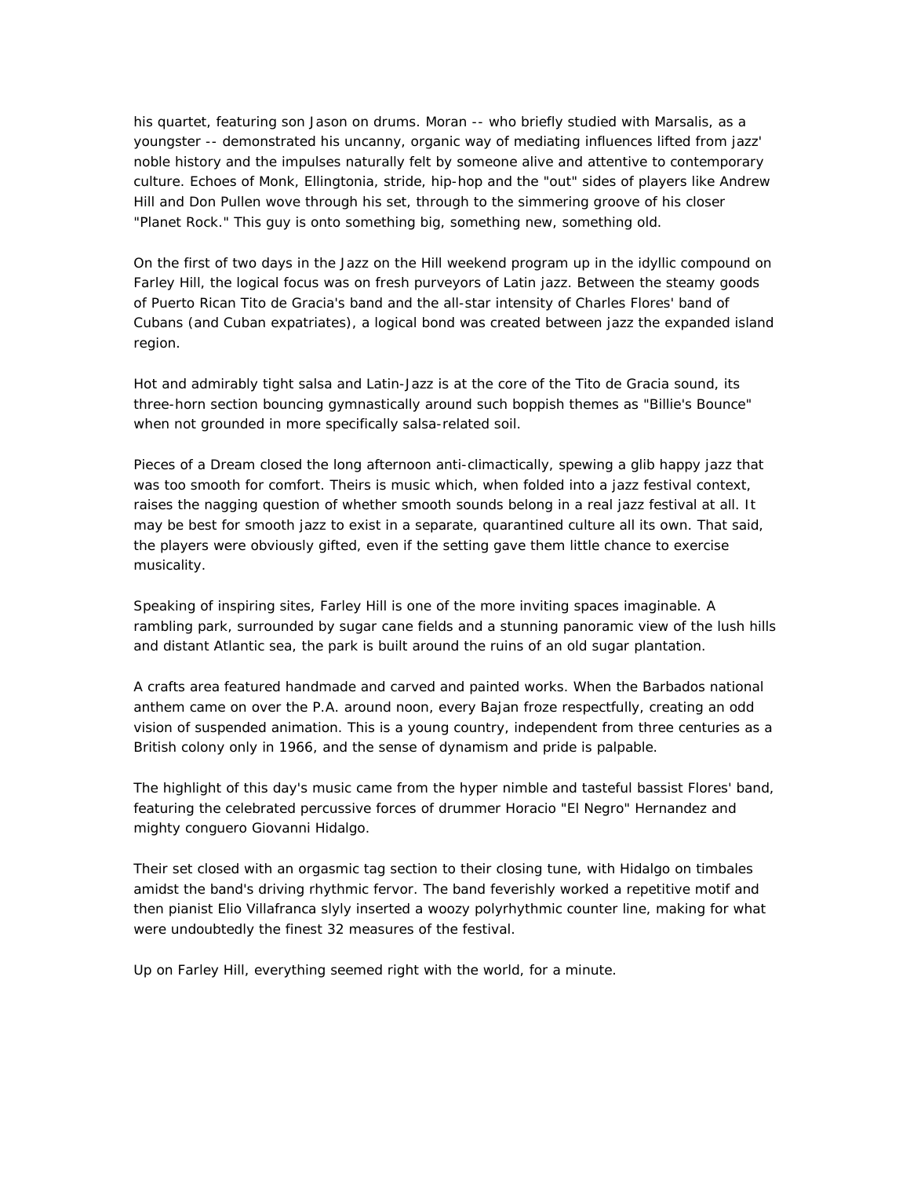his quartet, featuring son Jason on drums. Moran -- who briefly studied with Marsalis, as a youngster -- demonstrated his uncanny, organic way of mediating influences lifted from jazz' noble history and the impulses naturally felt by someone alive and attentive to contemporary culture. Echoes of Monk, Ellingtonia, stride, hip-hop and the "out" sides of players like Andrew Hill and Don Pullen wove through his set, through to the simmering groove of his closer "Planet Rock." This guy is onto something big, something new, something old.

On the first of two days in the Jazz on the Hill weekend program up in the idyllic compound on Farley Hill, the logical focus was on fresh purveyors of Latin jazz. Between the steamy goods of Puerto Rican Tito de Gracia's band and the all-star intensity of Charles Flores' band of Cubans (and Cuban expatriates), a logical bond was created between jazz the expanded island region.

Hot and admirably tight salsa and Latin-Jazz is at the core of the Tito de Gracia sound, its three-horn section bouncing gymnastically around such boppish themes as "Billie's Bounce" when not grounded in more specifically salsa-related soil.

Pieces of a Dream closed the long afternoon anti-climactically, spewing a glib happy jazz that was too smooth for comfort. Theirs is music which, when folded into a jazz festival context, raises the nagging question of whether smooth sounds belong in a real jazz festival at all. It may be best for smooth jazz to exist in a separate, quarantined culture all its own. That said, the players were obviously gifted, even if the setting gave them little chance to exercise musicality.

Speaking of inspiring sites, Farley Hill is one of the more inviting spaces imaginable. A rambling park, surrounded by sugar cane fields and a stunning panoramic view of the lush hills and distant Atlantic sea, the park is built around the ruins of an old sugar plantation.

A crafts area featured handmade and carved and painted works. When the Barbados national anthem came on over the P.A. around noon, every Bajan froze respectfully, creating an odd vision of suspended animation. This is a young country, independent from three centuries as a British colony only in 1966, and the sense of dynamism and pride is palpable.

The highlight of this day's music came from the hyper nimble and tasteful bassist Flores' band, featuring the celebrated percussive forces of drummer Horacio "El Negro" Hernandez and mighty conguero Giovanni Hidalgo.

Their set closed with an orgasmic tag section to their closing tune, with Hidalgo on timbales amidst the band's driving rhythmic fervor. The band feverishly worked a repetitive motif and then pianist Elio Villafranca slyly inserted a woozy polyrhythmic counter line, making for what were undoubtedly the finest 32 measures of the festival.

Up on Farley Hill, everything seemed right with the world, for a minute.